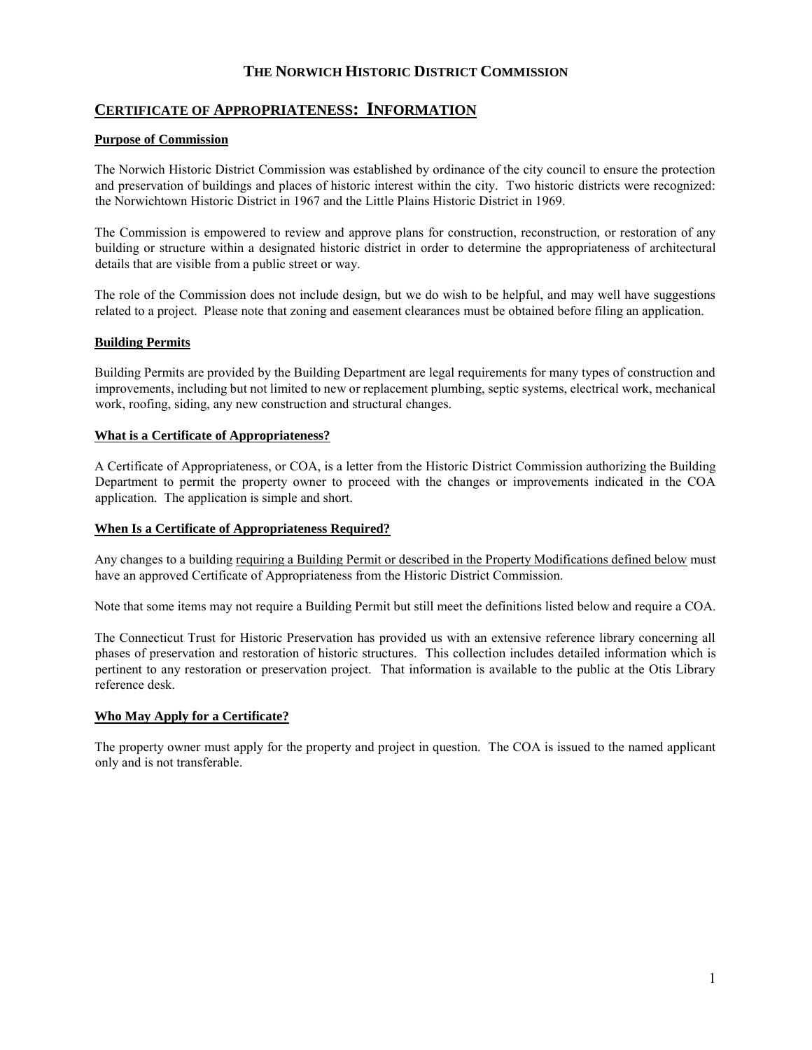# THE NORWICH HISTORIC DISTRICT COMMISSION

## CERTIFICATE OF APPROPRIATENESS: INFORMATION

### Purpose of Commission

The Norwich Historic District Commission was established by ordinance of the city council to ensure the protection and preservation of buildings and places of historic interest within the city. Two historic districts were recognized: the Norwichtown Historic District in 1967 and the Little Plains Historic District in 1969.

The Commission is empowered to review and approve plans for construction, reconstruction, or restoration of any building or structure within a designated historic district in order to determine the appropriateness of architectural details that are visible from a public street or way.

The role of the Commission does not include design, but we do wish to be helpful, and may well have suggestions related to a project. Please note that zoning and easement clearances must be obtained before filing an application.

### Building Permits

Building Permits are provided by the Building Department are legal requirements for many types of construction and improvements, including but not limited to new or replacement plumbing, septic systems, electrical work, mechanical work, roofing, siding, any new construction and structural changes.

### What is a Certificate of Appropriateness?

A Certificate of Appropriateness, or COA, is a letter from the Historic District Commission authorizing the Building Department to permit the property owner to proceed with the changes or improvements indicated in the COA application. The application is simple and short.

### When Is a Certificate of Appropriateness Required?

Any changes to a building requiring a Building Permit or described in the Property Modifications defined below must have an approved Certificate of Appropriateness from the Historic District Commission.

Note that some items may not require a Building Permit but still meet the definitions listed below and require a COA.

The Connecticut Trust for Historic Preservation has provided us with an extensive reference library concerning all phases of preservation and restoration of historic structures. This collection includes detailed information which is pertinent to any restoration or preservation project. That information is available to the public at the Otis Library reference desk.

### Who May Apply for a Certificate?

The property owner must apply for the property and project in question. The COA is issued to the named applicant only and is not transferable.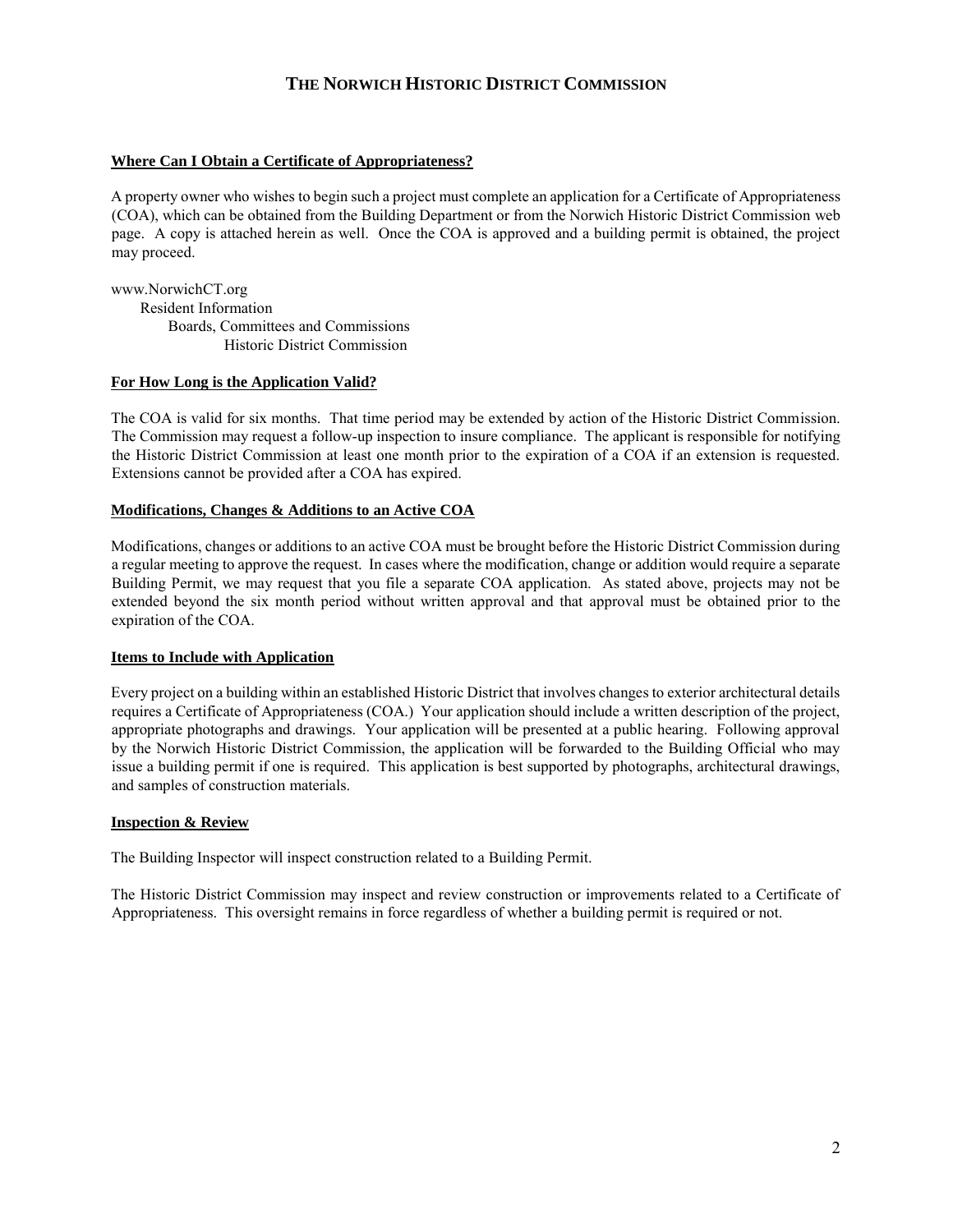# The Norwich Historic District Commission

**Where Can I Obtain a Certificate of Appropriateness?**

A property owner who wishes to begin such a project must complete an application for a Certificate of Appropriateness (COA), which can be obtained from the Building Department or from the Norwich Historic District Commission web page. A copy is attached herein as well. Once the COA is approved and a building permit is obtained, the project may proceed.

www.NorwichCT.org
- Resident Information
  - Boards, Committees and Commissions
    - Historic District Commission

**For How Long is the Application Valid?**

The COA is valid for six months. That time period may be extended by action of the Historic District Commission. The Commission may request a follow-up inspection to insure compliance. The applicant is responsible for notifying the Historic District Commission at least one month prior to the expiration of a COA if an extension is requested. Extensions cannot be provided after a COA has expired.

**Modifications, Changes & Additions to an Active COA**

Modifications, changes or additions to an active COA must be brought before the Historic District Commission during a regular meeting to approve the request. In cases where the modification, change or addition would require a separate Building Permit, we may request that you file a separate COA application. As stated above, projects may not be extended beyond the six month period without written approval and that approval must be obtained prior to the expiration of the COA.

**Items to Include with Application**

Every project on a building within an established Historic District that involves changes to exterior architectural details requires a Certificate of Appropriateness (COA.) Your application should include a written description of the project, appropriate photographs and drawings. Your application will be presented at a public hearing. Following approval by the Norwich Historic District Commission, the application will be forwarded to the Building Official who may issue a building permit if one is required. This application is best supported by photographs, architectural drawings, and samples of construction materials.

**Inspection & Review**

The Building Inspector will inspect construction related to a Building Permit.

The Historic District Commission may inspect and review construction or improvements related to a Certificate of Appropriateness. This oversight remains in force regardless of whether a building permit is required or not.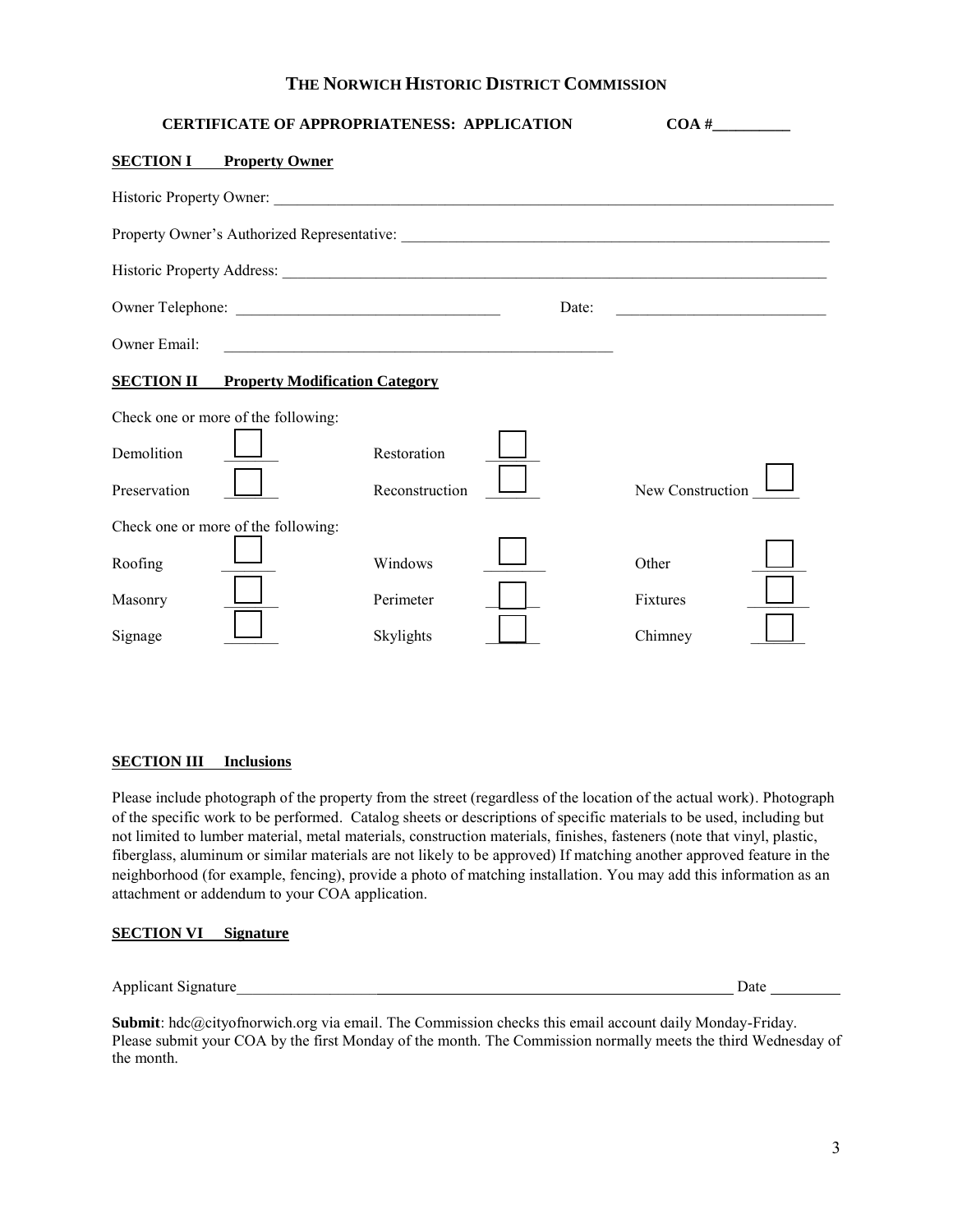# THE NORWICH HISTORIC DISTRICT COMMISSION

**CERTIFICATE OF APPROPRIATENESS: APPLICATION** **COA #\_\_\_\_\_\_\_\_\_\_**

**SECTION I Property Owner**

Historic Property Owner: \_\_\_\_\_\_\_\_\_\_\_\_\_\_\_\_\_\_\_\_\_\_\_\_\_\_\_\_\_\_\_\_\_\_\_\_\_\_\_\_\_\_\_\_\_\_\_\_\_\_\_\_\_\_\_\_\_\_\_\_

Property Owner's Authorized Representative: \_\_\_\_\_\_\_\_\_\_\_\_\_\_\_\_\_\_\_\_\_\_\_\_\_\_\_\_\_\_\_\_\_\_\_\_\_\_\_\_\_\_\_\_

Historic Property Address: \_\_\_\_\_\_\_\_\_\_\_\_\_\_\_\_\_\_\_\_\_\_\_\_\_\_\_\_\_\_\_\_\_\_\_\_\_\_\_\_\_\_\_\_\_\_\_\_\_\_\_\_\_\_\_\_\_\_

Owner Telephone: \_\_\_\_\_\_\_\_\_\_\_\_\_\_\_\_\_\_\_\_\_\_\_\_\_\_\_\_ Date: \_\_\_\_\_\_\_\_\_\_\_\_\_\_\_\_\_\_\_\_\_\_

Owner Email: \_\_\_\_\_\_\_\_\_\_\_\_\_\_\_\_\_\_\_\_\_\_\_\_\_\_\_\_\_\_\_\_\_\_\_\_\_\_\_\_\_\_\_\_

**SECTION II Property Modification Category**

Check one or more of the following:

| | | | | | |
|---|---|---|---|---|---|
| Demolition | ☐ | Restoration | ☐ | | |
| Preservation | ☐ | Reconstruction | ☐ | New Construction | ☐ |

Check one or more of the following:

| | | | | | |
|---|---|---|---|---|---|
| Roofing | ☐ | Windows | ☐ | Other | ☐ |
| Masonry | ☐ | Perimeter | ☐ | Fixtures | ☐ |
| Signage | ☐ | Skylights | ☐ | Chimney | ☐ |

**SECTION III Inclusions**

Please include photograph of the property from the street (regardless of the location of the actual work). Photograph of the specific work to be performed. Catalog sheets or descriptions of specific materials to be used, including but not limited to lumber material, metal materials, construction materials, finishes, fasteners (note that vinyl, plastic, fiberglass, aluminum or similar materials are not likely to be approved) If matching another approved feature in the neighborhood (for example, fencing), provide a photo of matching installation. You may add this information as an attachment or addendum to your COA application.

**SECTION VI Signature**

Applicant Signature\_\_\_\_\_\_\_\_\_\_\_\_\_\_\_\_\_\_\_\_\_\_\_\_\_\_\_\_\_\_\_\_\_\_\_\_\_\_\_\_\_\_\_\_\_\_\_\_ Date \_\_\_\_\_\_\_\_\_

**Submit**: hdc@cityofnorwich.org via email. The Commission checks this email account daily Monday-Friday. Please submit your COA by the first Monday of the month. The Commission normally meets the third Wednesday of the month.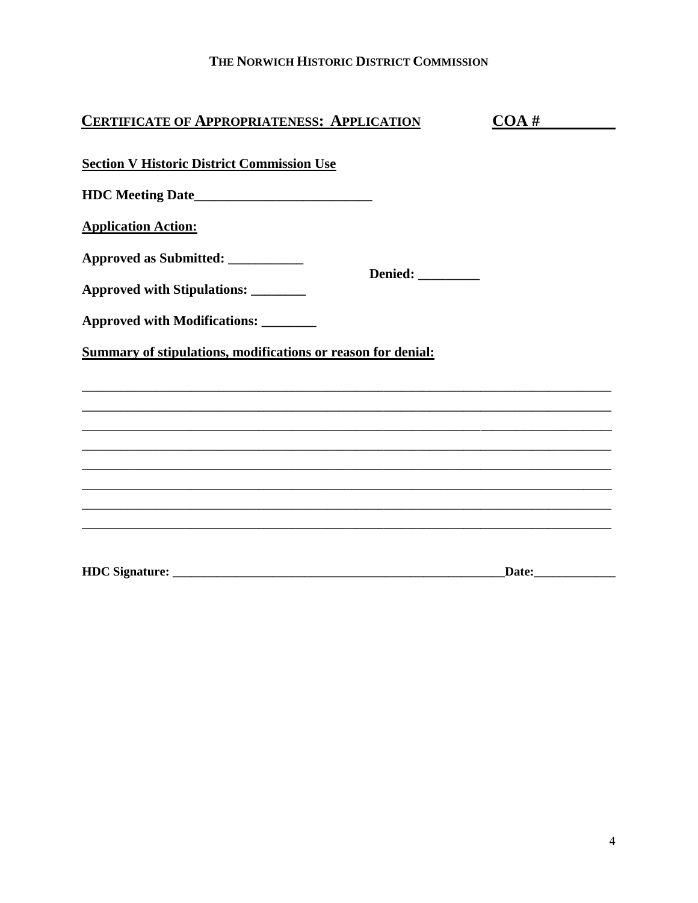**THE NORWICH HISTORIC DISTRICT COMMISSION**

**CERTIFICATE OF APPROPRIATENESS: APPLICATION** **COA # __________**

**Section V Historic District Commission Use**

**HDC Meeting Date__________________________**

**Application Action:**

**Approved as Submitted: ___________**

**Denied: _________**

**Approved with Stipulations: ________**

**Approved with Modifications: ________**

**Summary of stipulations, modifications or reason for denial:**

_______________________________________________________________________________

_______________________________________________________________________________

_______________________________________________________________________________

_______________________________________________________________________________

_______________________________________________________________________________

_______________________________________________________________________________

_______________________________________________________________________________

_______________________________________________________________________________

**HDC Signature: _______________________________________________________Date:_____________**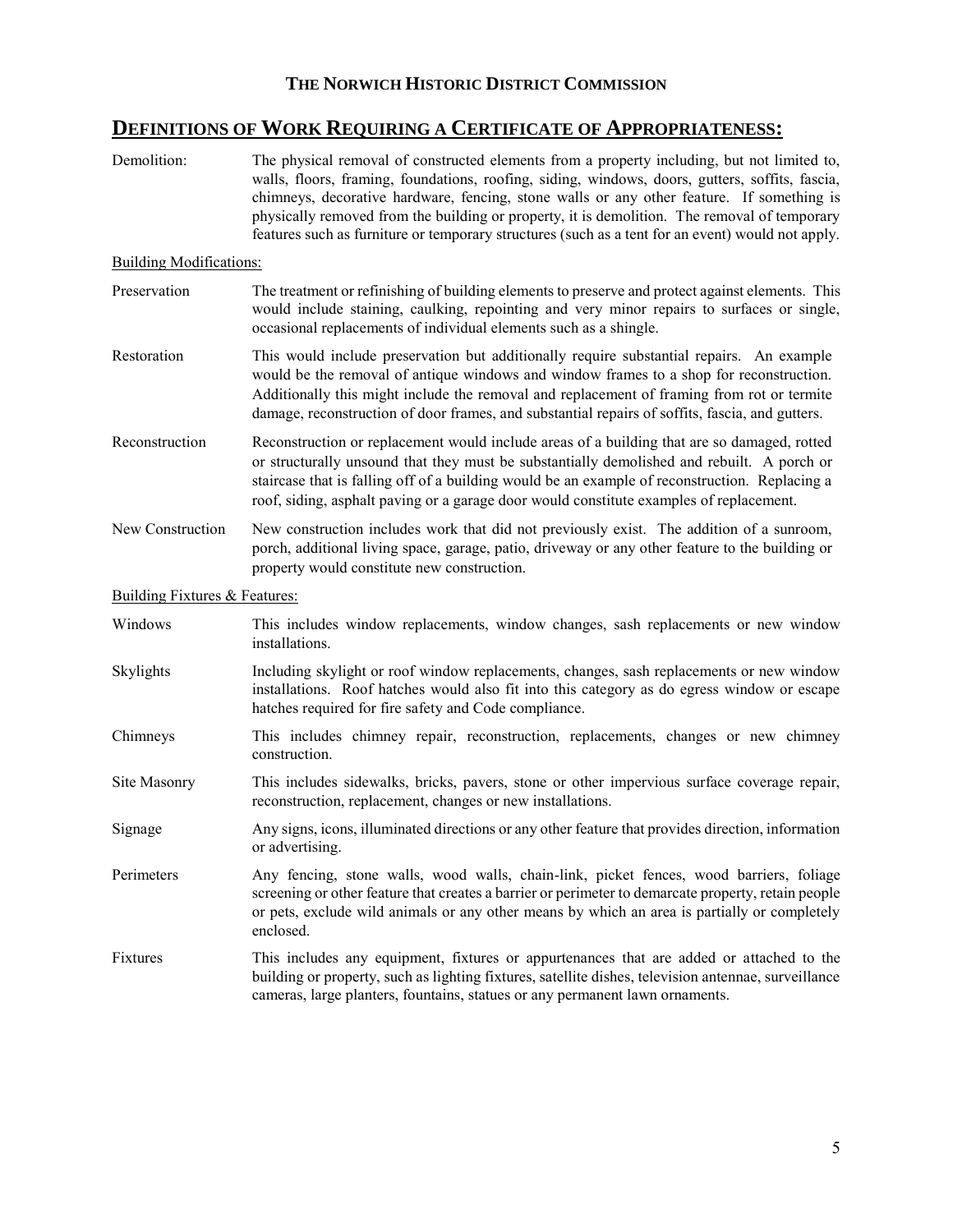# THE NORWICH HISTORIC DISTRICT COMMISSION

## DEFINITIONS OF WORK REQUIRING A CERTIFICATE OF APPROPRIATENESS:

**Demolition:** The physical removal of constructed elements from a property including, but not limited to, walls, floors, framing, foundations, roofing, siding, windows, doors, gutters, soffits, fascia, chimneys, decorative hardware, fencing, stone walls or any other feature. If something is physically removed from the building or property, it is demolition. The removal of temporary features such as furniture or temporary structures (such as a tent for an event) would not apply.

### Building Modifications:

**Preservation** The treatment or refinishing of building elements to preserve and protect against elements. This would include staining, caulking, repointing and very minor repairs to surfaces or single, occasional replacements of individual elements such as a shingle.

**Restoration** This would include preservation but additionally require substantial repairs. An example would be the removal of antique windows and window frames to a shop for reconstruction. Additionally this might include the removal and replacement of framing from rot or termite damage, reconstruction of door frames, and substantial repairs of soffits, fascia, and gutters.

**Reconstruction** Reconstruction or replacement would include areas of a building that are so damaged, rotted or structurally unsound that they must be substantially demolished and rebuilt. A porch or staircase that is falling off of a building would be an example of reconstruction. Replacing a roof, siding, asphalt paving or a garage door would constitute examples of replacement.

**New Construction** New construction includes work that did not previously exist. The addition of a sunroom, porch, additional living space, garage, patio, driveway or any other feature to the building or property would constitute new construction.

### Building Fixtures & Features:

**Windows** This includes window replacements, window changes, sash replacements or new window installations.

**Skylights** Including skylight or roof window replacements, changes, sash replacements or new window installations. Roof hatches would also fit into this category as do egress window or escape hatches required for fire safety and Code compliance.

**Chimneys** This includes chimney repair, reconstruction, replacements, changes or new chimney construction.

**Site Masonry** This includes sidewalks, bricks, pavers, stone or other impervious surface coverage repair, reconstruction, replacement, changes or new installations.

**Signage** Any signs, icons, illuminated directions or any other feature that provides direction, information or advertising.

**Perimeters** Any fencing, stone walls, wood walls, chain-link, picket fences, wood barriers, foliage screening or other feature that creates a barrier or perimeter to demarcate property, retain people or pets, exclude wild animals or any other means by which an area is partially or completely enclosed.

**Fixtures** This includes any equipment, fixtures or appurtenances that are added or attached to the building or property, such as lighting fixtures, satellite dishes, television antennae, surveillance cameras, large planters, fountains, statues or any permanent lawn ornaments.